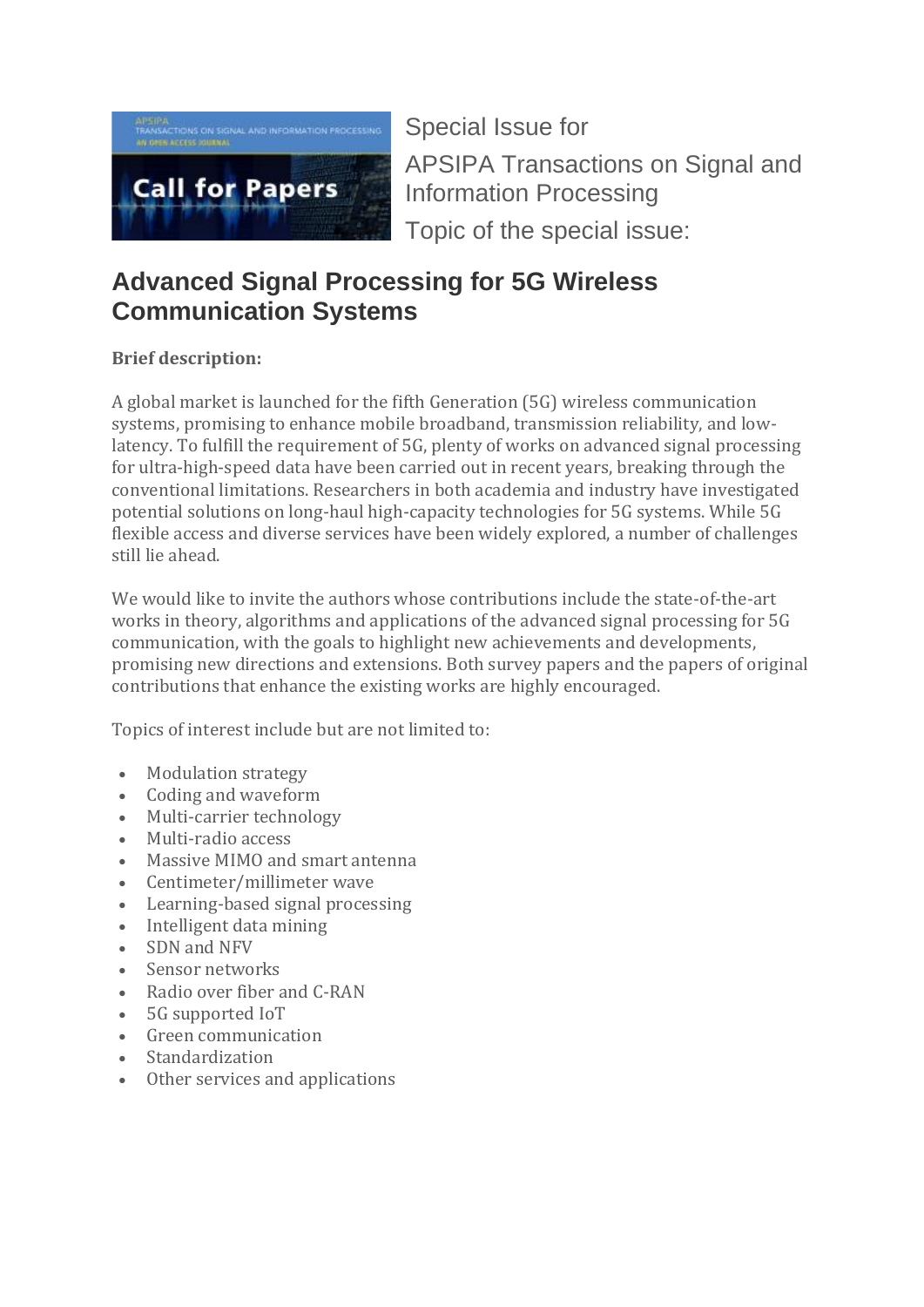Special Issue for

APSIPA Transactions on Signal and Information Processing

Topic of the special issue:

# Advanced Signal Processing for 5G Wireless Communication Systems

**Brief description:**

A global market is launched for the fifth Generation (5G) wireless communication systems, promising to enhance mobile broadband, transmission reliability, and low-latency. To fulfill the requirement of 5G, plenty of works on advanced signal processing for ultra-high-speed data have been carried out in recent years, breaking through the conventional limitations. Researchers in both academia and industry have investigated potential solutions on long-haul high-capacity technologies for 5G systems. While 5G flexible access and diverse services have been widely explored, a number of challenges still lie ahead.

We would like to invite the authors whose contributions include the state-of-the-art works in theory, algorithms and applications of the advanced signal processing for 5G communication, with the goals to highlight new achievements and developments, promising new directions and extensions. Both survey papers and the papers of original contributions that enhance the existing works are highly encouraged.

Topics of interest include but are not limited to:

- Modulation strategy
- Coding and waveform
- Multi-carrier technology
- Multi-radio access
- Massive MIMO and smart antenna
- Centimeter/millimeter wave
- Learning-based signal processing
- Intelligent data mining
- SDN and NFV
- Sensor networks
- Radio over fiber and C-RAN
- 5G supported IoT
- Green communication
- Standardization
- Other services and applications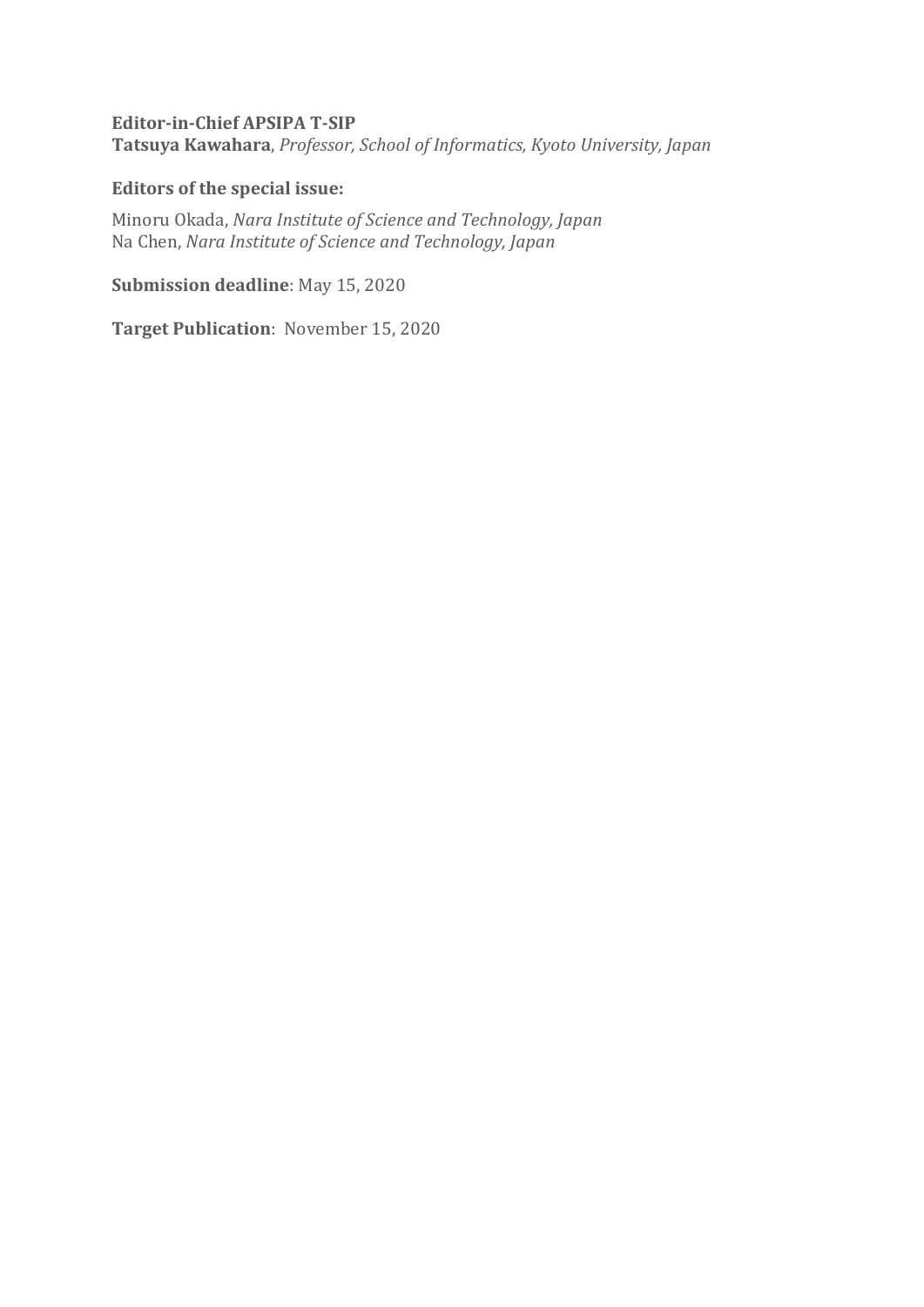**Editor-in-Chief APSIPA T-SIP**
**Tatsuya Kawahara**, *Professor, School of Informatics, Kyoto University, Japan*

**Editors of the special issue:**

Minoru Okada, *Nara Institute of Science and Technology, Japan*
Na Chen, *Nara Institute of Science and Technology, Japan*

**Submission deadline**: May 15, 2020

**Target Publication**: November 15, 2020